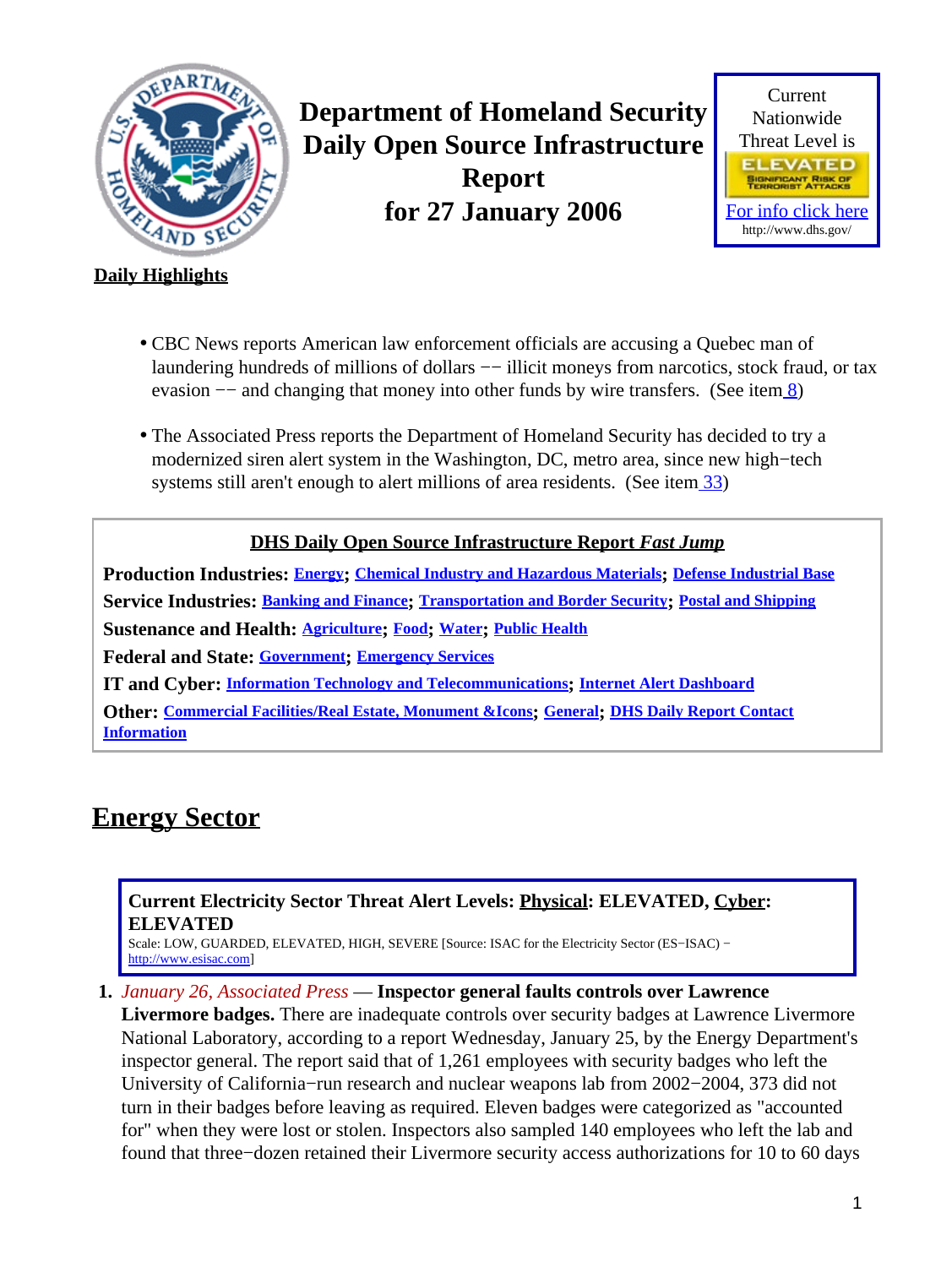# Department of Homeland Security Daily Open Source Infrastructure Report for 27 January 2006

Current Nationwide Threat Level is

ELEVATED

SIGNIFICANT RISK OF TERRORIST ATTACKS

For info click here

http://www.dhs.gov/

**Daily Highlights**

- CBC News reports American law enforcement officials are accusing a Quebec man of laundering hundreds of millions of dollars −− illicit moneys from narcotics, stock fraud, or tax evasion −− and changing that money into other funds by wire transfers. (See item 8)
- The Associated Press reports the Department of Homeland Security has decided to try a modernized siren alert system in the Washington, DC, metro area, since new high−tech systems still aren't enough to alert millions of area residents. (See item 33)

**DHS Daily Open Source Infrastructure Report *Fast Jump***

**Production Industries:** Energy; Chemical Industry and Hazardous Materials; Defense Industrial Base

**Service Industries:** Banking and Finance; Transportation and Border Security; Postal and Shipping

**Sustenance and Health:** Agriculture; Food; Water; Public Health

**Federal and State:** Government; Emergency Services

**IT and Cyber:** Information Technology and Telecommunications; Internet Alert Dashboard

**Other:** Commercial Facilities/Real Estate, Monument &Icons; General; DHS Daily Report Contact Information

## Energy Sector

**Current Electricity Sector Threat Alert Levels: Physical: ELEVATED, Cyber: ELEVATED**

Scale: LOW, GUARDED, ELEVATED, HIGH, SEVERE [Source: ISAC for the Electricity Sector (ES−ISAC) − http://www.esisac.com]

1. *January 26, Associated Press* — **Inspector general faults controls over Lawrence Livermore badges.** There are inadequate controls over security badges at Lawrence Livermore National Laboratory, according to a report Wednesday, January 25, by the Energy Department's inspector general. The report said that of 1,261 employees with security badges who left the University of California−run research and nuclear weapons lab from 2002−2004, 373 did not turn in their badges before leaving as required. Eleven badges were categorized as "accounted for" when they were lost or stolen. Inspectors also sampled 140 employees who left the lab and found that three−dozen retained their Livermore security access authorizations for 10 to 60 days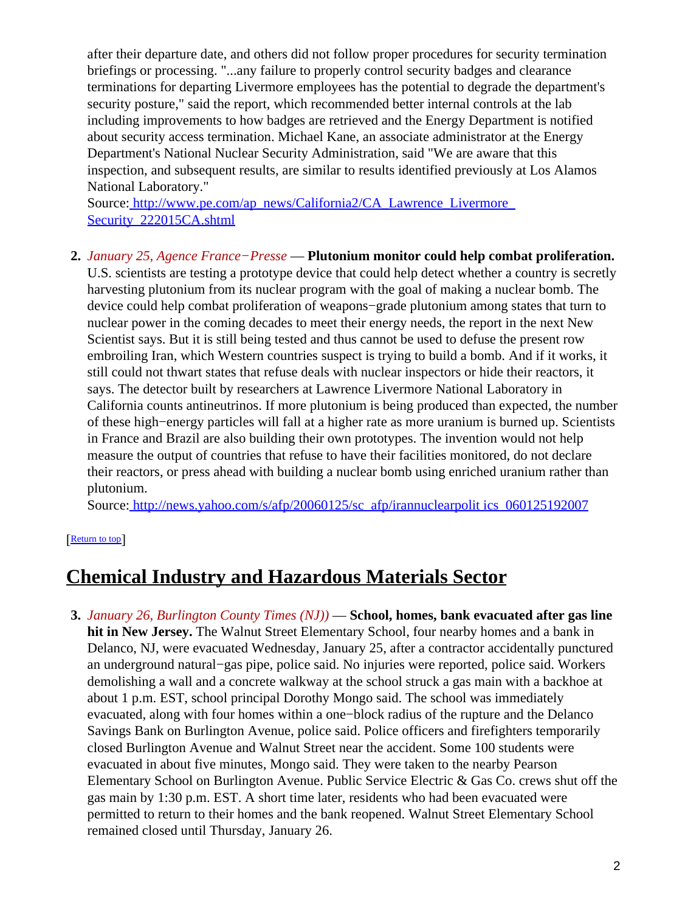after their departure date, and others did not follow proper procedures for security termination briefings or processing. "...any failure to properly control security badges and clearance terminations for departing Livermore employees has the potential to degrade the department's security posture," said the report, which recommended better internal controls at the lab including improvements to how badges are retrieved and the Energy Department is notified about security access termination. Michael Kane, an associate administrator at the Energy Department's National Nuclear Security Administration, said "We are aware that this inspection, and subsequent results, are similar to results identified previously at Los Alamos National Laboratory."
Source: [http://www.pe.com/ap_news/California2/CA_Lawrence_Livermore_Security_222015CA.shtml](http://www.pe.com/ap_news/California2/CA_Lawrence_Livermore_Security_222015CA.shtml)

2. *January 25, Agence France−Presse* — **Plutonium monitor could help combat proliferation.** U.S. scientists are testing a prototype device that could help detect whether a country is secretly harvesting plutonium from its nuclear program with the goal of making a nuclear bomb. The device could help combat proliferation of weapons−grade plutonium among states that turn to nuclear power in the coming decades to meet their energy needs, the report in the next New Scientist says. But it is still being tested and thus cannot be used to defuse the present row embroiling Iran, which Western countries suspect is trying to build a bomb. And if it works, it still could not thwart states that refuse deals with nuclear inspectors or hide their reactors, it says. The detector built by researchers at Lawrence Livermore National Laboratory in California counts antineutrinos. If more plutonium is being produced than expected, the number of these high−energy particles will fall at a higher rate as more uranium is burned up. Scientists in France and Brazil are also building their own prototypes. The invention would not help measure the output of countries that refuse to have their facilities monitored, do not declare their reactors, or press ahead with building a nuclear bomb using enriched uranium rather than plutonium.
Source: [http://news.yahoo.com/s/afp/20060125/sc_afp/irannuclearpolit ics_060125192007](http://news.yahoo.com/s/afp/20060125/sc_afp/irannuclearpolitics_060125192007)

[Return to top]

## Chemical Industry and Hazardous Materials Sector

3. *January 26, Burlington County Times (NJ))* — **School, homes, bank evacuated after gas line hit in New Jersey.** The Walnut Street Elementary School, four nearby homes and a bank in Delanco, NJ, were evacuated Wednesday, January 25, after a contractor accidentally punctured an underground natural−gas pipe, police said. No injuries were reported, police said. Workers demolishing a wall and a concrete walkway at the school struck a gas main with a backhoe at about 1 p.m. EST, school principal Dorothy Mongo said. The school was immediately evacuated, along with four homes within a one−block radius of the rupture and the Delanco Savings Bank on Burlington Avenue, police said. Police officers and firefighters temporarily closed Burlington Avenue and Walnut Street near the accident. Some 100 students were evacuated in about five minutes, Mongo said. They were taken to the nearby Pearson Elementary School on Burlington Avenue. Public Service Electric & Gas Co. crews shut off the gas main by 1:30 p.m. EST. A short time later, residents who had been evacuated were permitted to return to their homes and the bank reopened. Walnut Street Elementary School remained closed until Thursday, January 26.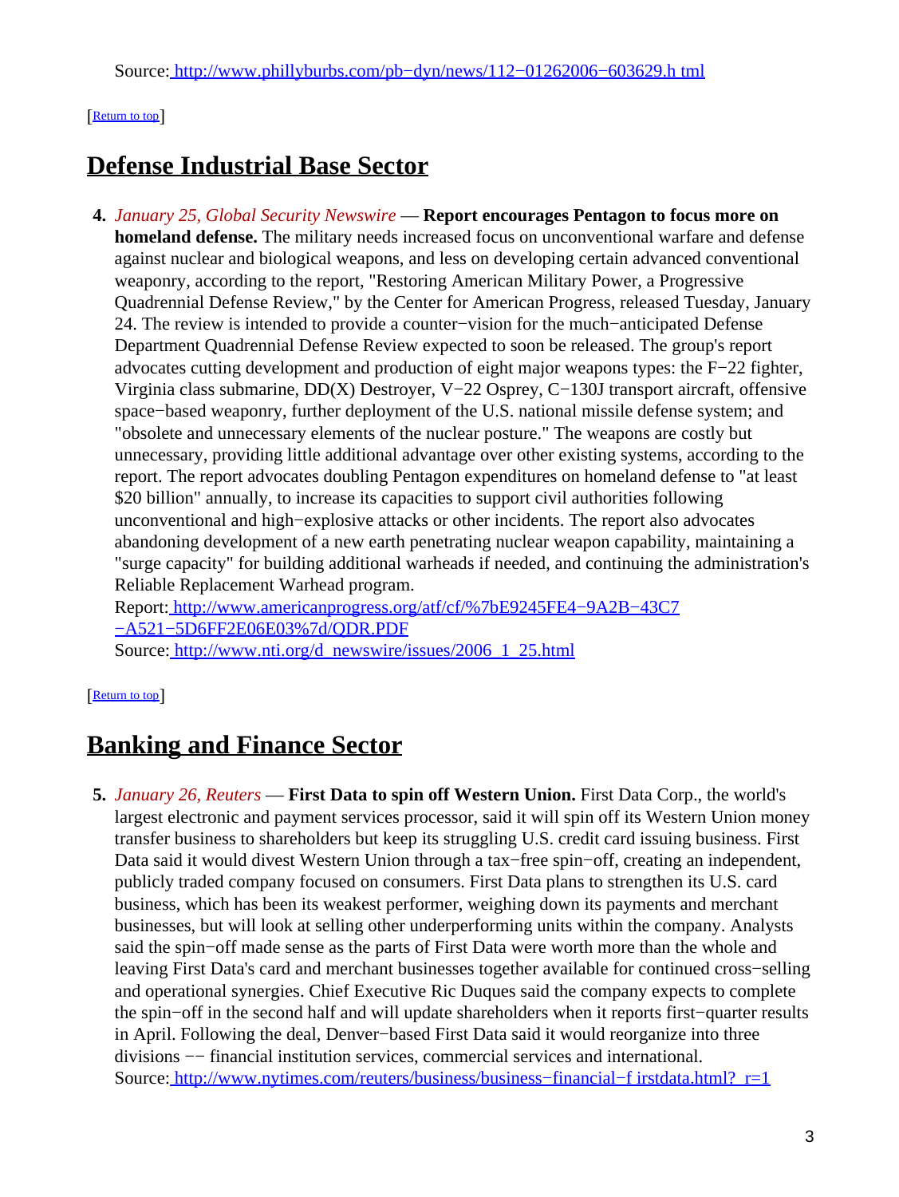Source: [http://www.phillyburbs.com/pb−dyn/news/112−01262006−603629.h tml](http://www.phillyburbs.com/pb-dyn/news/112-01262006-603629.html)

[[Return to top](#top)]

## Defense Industrial Base Sector

4. *January 25, Global Security Newswire* — **Report encourages Pentagon to focus more on homeland defense.** The military needs increased focus on unconventional warfare and defense against nuclear and biological weapons, and less on developing certain advanced conventional weaponry, according to the report, "Restoring American Military Power, a Progressive Quadrennial Defense Review," by the Center for American Progress, released Tuesday, January 24. The review is intended to provide a counter−vision for the much−anticipated Defense Department Quadrennial Defense Review expected to soon be released. The group's report advocates cutting development and production of eight major weapons types: the F−22 fighter, Virginia class submarine, DD(X) Destroyer, V−22 Osprey, C−130J transport aircraft, offensive space−based weaponry, further deployment of the U.S. national missile defense system; and "obsolete and unnecessary elements of the nuclear posture." The weapons are costly but unnecessary, providing little additional advantage over other existing systems, according to the report. The report advocates doubling Pentagon expenditures on homeland defense to "at least $20 billion" annually, to increase its capacities to support civil authorities following unconventional and high−explosive attacks or other incidents. The report also advocates abandoning development of a new earth penetrating nuclear weapon capability, maintaining a "surge capacity" for building additional warheads if needed, and continuing the administration's Reliable Replacement Warhead program.
   Report: [http://www.americanprogress.org/atf/cf/%7bE9245FE4−9A2B−43C7 −A521−5D6FF2E06E03%7d/QDR.PDF](http://www.americanprogress.org/atf/cf/%7bE9245FE4-9A2B-43C7-A521-5D6FF2E06E03%7d/QDR.PDF)
   Source: [http://www.nti.org/d_newswire/issues/2006_1_25.html](http://www.nti.org/d_newswire/issues/2006_1_25.html)

[[Return to top](#top)]

## Banking and Finance Sector

5. *January 26, Reuters* — **First Data to spin off Western Union.** First Data Corp., the world's largest electronic and payment services processor, said it will spin off its Western Union money transfer business to shareholders but keep its struggling U.S. credit card issuing business. First Data said it would divest Western Union through a tax−free spin−off, creating an independent, publicly traded company focused on consumers. First Data plans to strengthen its U.S. card business, which has been its weakest performer, weighing down its payments and merchant businesses, but will look at selling other underperforming units within the company. Analysts said the spin−off made sense as the parts of First Data were worth more than the whole and leaving First Data's card and merchant businesses together available for continued cross−selling and operational synergies. Chief Executive Ric Duques said the company expects to complete the spin−off in the second half and will update shareholders when it reports first−quarter results in April. Following the deal, Denver−based First Data said it would reorganize into three divisions −− financial institution services, commercial services and international.
   Source: [http://www.nytimes.com/reuters/business/business−financial−f irstdata.html?_r=1](http://www.nytimes.com/reuters/business/business-financial-firstdata.html?_r=1)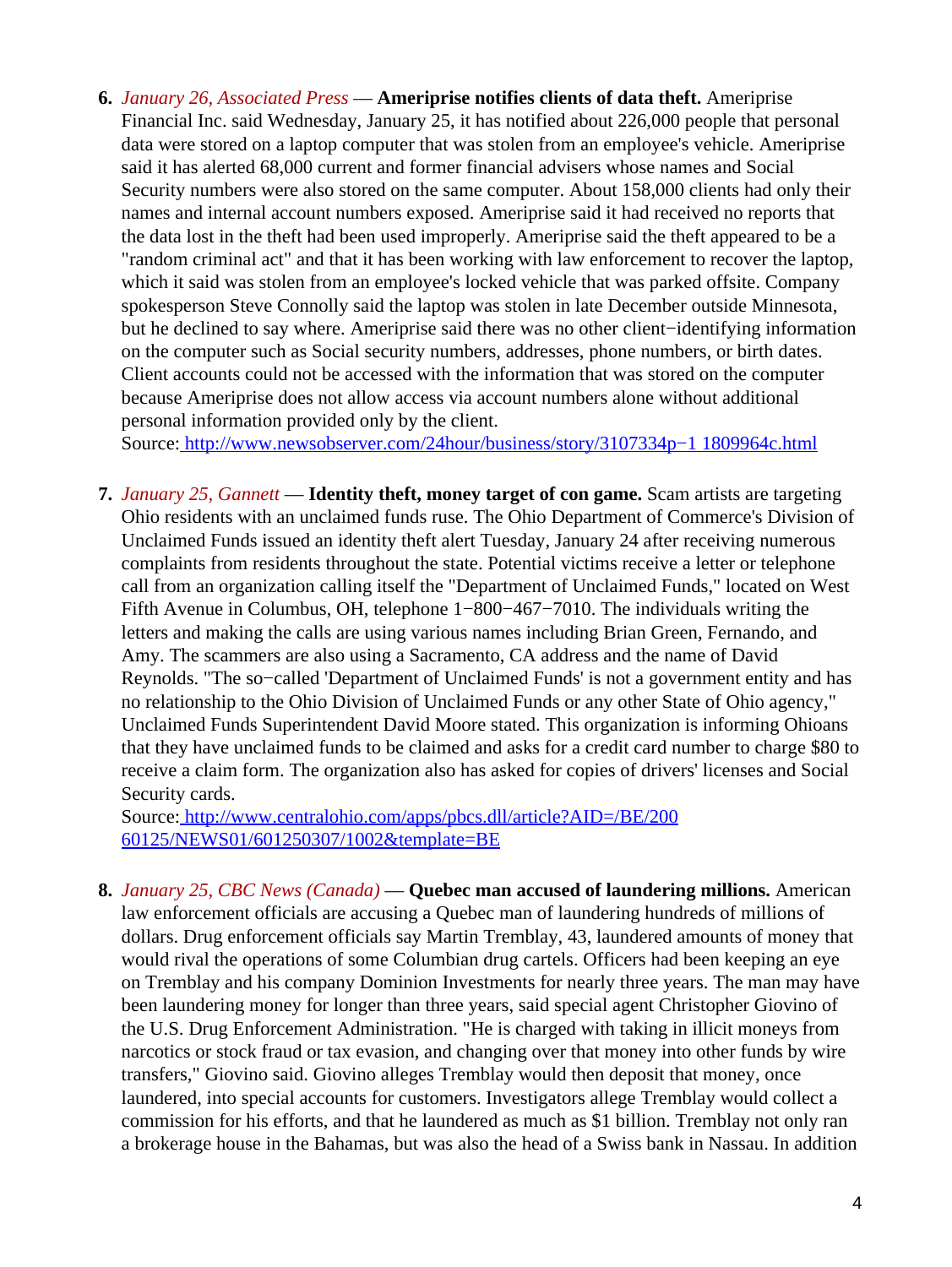6. *January 26, Associated Press* — **Ameriprise notifies clients of data theft.** Ameriprise Financial Inc. said Wednesday, January 25, it has notified about 226,000 people that personal data were stored on a laptop computer that was stolen from an employee's vehicle. Ameriprise said it has alerted 68,000 current and former financial advisers whose names and Social Security numbers were also stored on the same computer. About 158,000 clients had only their names and internal account numbers exposed. Ameriprise said it had received no reports that the data lost in the theft had been used improperly. Ameriprise said the theft appeared to be a "random criminal act" and that it has been working with law enforcement to recover the laptop, which it said was stolen from an employee's locked vehicle that was parked offsite. Company spokesperson Steve Connolly said the laptop was stolen in late December outside Minnesota, but he declined to say where. Ameriprise said there was no other client−identifying information on the computer such as Social security numbers, addresses, phone numbers, or birth dates. Client accounts could not be accessed with the information that was stored on the computer because Ameriprise does not allow access via account numbers alone without additional personal information provided only by the client.
   Source: http://www.newsobserver.com/24hour/business/story/3107334p−1 1809964c.html

7. *January 25, Gannett* — **Identity theft, money target of con game.** Scam artists are targeting Ohio residents with an unclaimed funds ruse. The Ohio Department of Commerce's Division of Unclaimed Funds issued an identity theft alert Tuesday, January 24 after receiving numerous complaints from residents throughout the state. Potential victims receive a letter or telephone call from an organization calling itself the "Department of Unclaimed Funds," located on West Fifth Avenue in Columbus, OH, telephone 1−800−467−7010. The individuals writing the letters and making the calls are using various names including Brian Green, Fernando, and Amy. The scammers are also using a Sacramento, CA address and the name of David Reynolds. "The so−called 'Department of Unclaimed Funds' is not a government entity and has no relationship to the Ohio Division of Unclaimed Funds or any other State of Ohio agency," Unclaimed Funds Superintendent David Moore stated. This organization is informing Ohioans that they have unclaimed funds to be claimed and asks for a credit card number to charge $80 to receive a claim form. The organization also has asked for copies of drivers' licenses and Social Security cards.
   Source: http://www.centralohio.com/apps/pbcs.dll/article?AID=/BE/200 60125/NEWS01/601250307/1002&template=BE

8. *January 25, CBC News (Canada)* — **Quebec man accused of laundering millions.** American law enforcement officials are accusing a Quebec man of laundering hundreds of millions of dollars. Drug enforcement officials say Martin Tremblay, 43, laundered amounts of money that would rival the operations of some Columbian drug cartels. Officers had been keeping an eye on Tremblay and his company Dominion Investments for nearly three years. The man may have been laundering money for longer than three years, said special agent Christopher Giovino of the U.S. Drug Enforcement Administration. "He is charged with taking in illicit moneys from narcotics or stock fraud or tax evasion, and changing over that money into other funds by wire transfers," Giovino said. Giovino alleges Tremblay would then deposit that money, once laundered, into special accounts for customers. Investigators allege Tremblay would collect a commission for his efforts, and that he laundered as much as $1 billion. Tremblay not only ran a brokerage house in the Bahamas, but was also the head of a Swiss bank in Nassau. In addition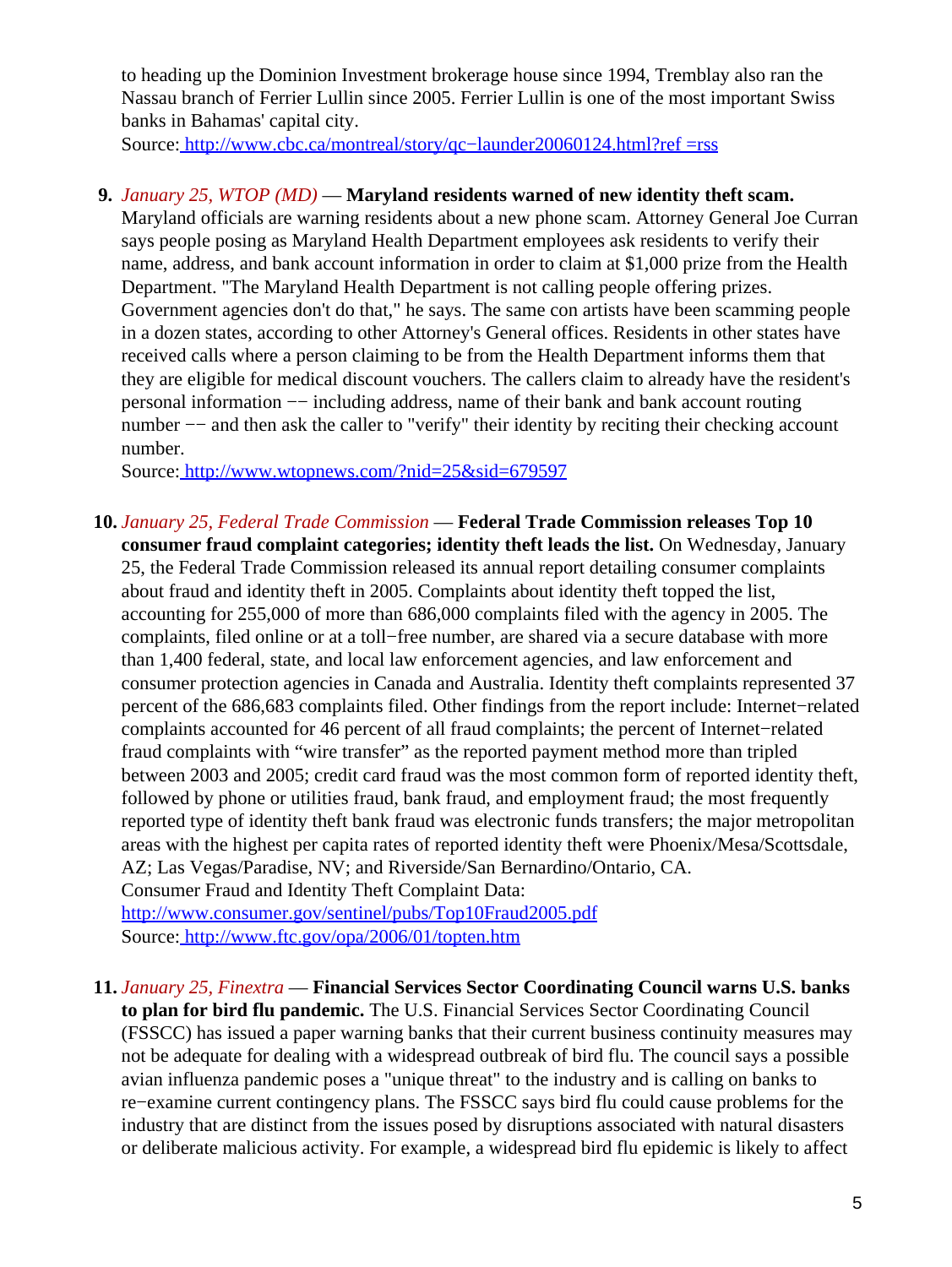to heading up the Dominion Investment brokerage house since 1994, Tremblay also ran the Nassau branch of Ferrier Lullin since 2005. Ferrier Lullin is one of the most important Swiss banks in Bahamas' capital city.
Source: http://www.cbc.ca/montreal/story/qc−launder20060124.html?ref =rss

9. *January 25, WTOP (MD)* — **Maryland residents warned of new identity theft scam.** Maryland officials are warning residents about a new phone scam. Attorney General Joe Curran says people posing as Maryland Health Department employees ask residents to verify their name, address, and bank account information in order to claim at $1,000 prize from the Health Department. "The Maryland Health Department is not calling people offering prizes. Government agencies don't do that," he says. The same con artists have been scamming people in a dozen states, according to other Attorney's General offices. Residents in other states have received calls where a person claiming to be from the Health Department informs them that they are eligible for medical discount vouchers. The callers claim to already have the resident's personal information −− including address, name of their bank and bank account routing number −− and then ask the caller to "verify" their identity by reciting their checking account number.
Source: http://www.wtopnews.com/?nid=25&sid=679597

10. *January 25, Federal Trade Commission* — **Federal Trade Commission releases Top 10 consumer fraud complaint categories; identity theft leads the list.** On Wednesday, January 25, the Federal Trade Commission released its annual report detailing consumer complaints about fraud and identity theft in 2005. Complaints about identity theft topped the list, accounting for 255,000 of more than 686,000 complaints filed with the agency in 2005. The complaints, filed online or at a toll−free number, are shared via a secure database with more than 1,400 federal, state, and local law enforcement agencies, and law enforcement and consumer protection agencies in Canada and Australia. Identity theft complaints represented 37 percent of the 686,683 complaints filed. Other findings from the report include: Internet−related complaints accounted for 46 percent of all fraud complaints; the percent of Internet−related fraud complaints with "wire transfer" as the reported payment method more than tripled between 2003 and 2005; credit card fraud was the most common form of reported identity theft, followed by phone or utilities fraud, bank fraud, and employment fraud; the most frequently reported type of identity theft bank fraud was electronic funds transfers; the major metropolitan areas with the highest per capita rates of reported identity theft were Phoenix/Mesa/Scottsdale, AZ; Las Vegas/Paradise, NV; and Riverside/San Bernardino/Ontario, CA.
Consumer Fraud and Identity Theft Complaint Data:
http://www.consumer.gov/sentinel/pubs/Top10Fraud2005.pdf
Source: http://www.ftc.gov/opa/2006/01/topten.htm

11. *January 25, Finextra* — **Financial Services Sector Coordinating Council warns U.S. banks to plan for bird flu pandemic.** The U.S. Financial Services Sector Coordinating Council (FSSCC) has issued a paper warning banks that their current business continuity measures may not be adequate for dealing with a widespread outbreak of bird flu. The council says a possible avian influenza pandemic poses a "unique threat" to the industry and is calling on banks to re−examine current contingency plans. The FSSCC says bird flu could cause problems for the industry that are distinct from the issues posed by disruptions associated with natural disasters or deliberate malicious activity. For example, a widespread bird flu epidemic is likely to affect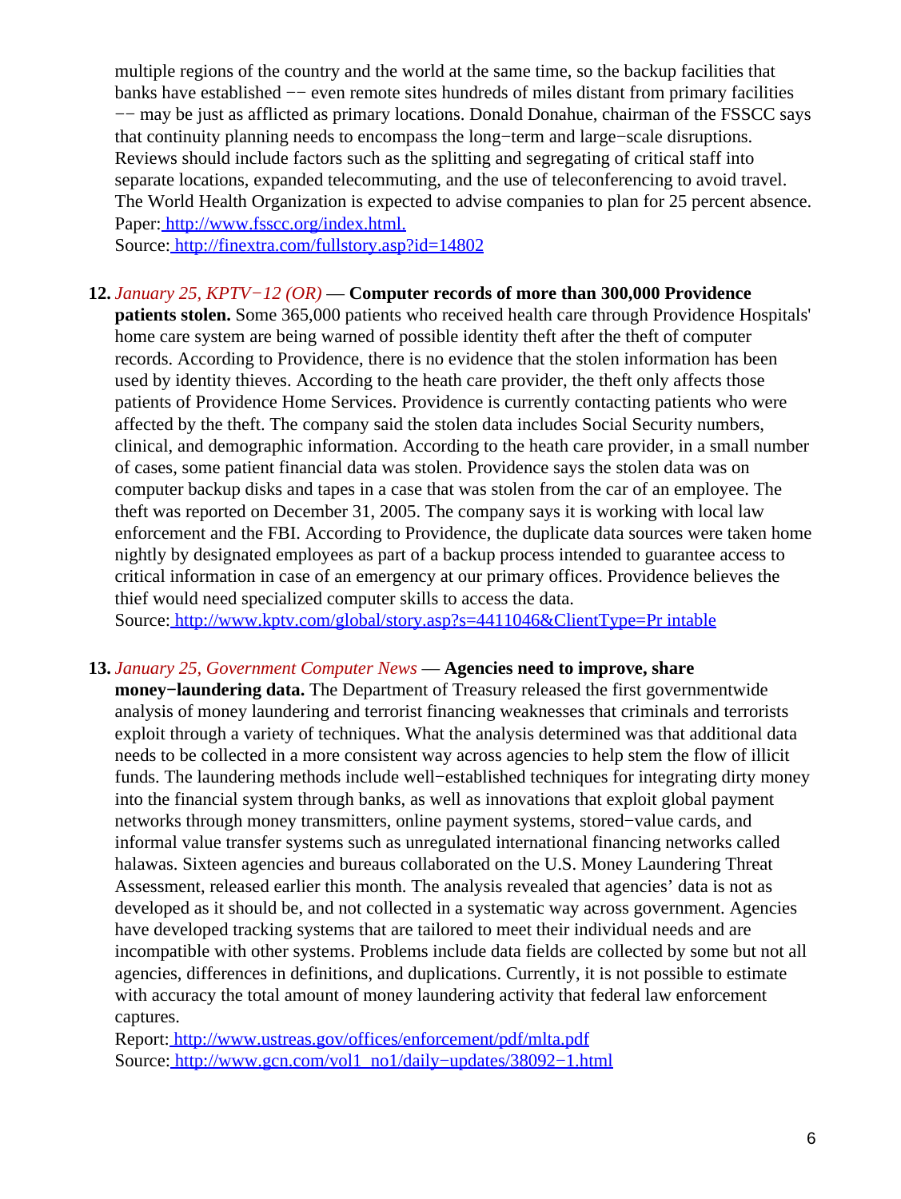multiple regions of the country and the world at the same time, so the backup facilities that banks have established −− even remote sites hundreds of miles distant from primary facilities −− may be just as afflicted as primary locations. Donald Donahue, chairman of the FSSCC says that continuity planning needs to encompass the long−term and large−scale disruptions. Reviews should include factors such as the splitting and segregating of critical staff into separate locations, expanded telecommuting, and the use of teleconferencing to avoid travel. The World Health Organization is expected to advise companies to plan for 25 percent absence.
Paper: http://www.fsscc.org/index.html.
Source: http://finextra.com/fullstory.asp?id=14802

12. *January 25, KPTV−12 (OR)* — **Computer records of more than 300,000 Providence patients stolen.** Some 365,000 patients who received health care through Providence Hospitals' home care system are being warned of possible identity theft after the theft of computer records. According to Providence, there is no evidence that the stolen information has been used by identity thieves. According to the heath care provider, the theft only affects those patients of Providence Home Services. Providence is currently contacting patients who were affected by the theft. The company said the stolen data includes Social Security numbers, clinical, and demographic information. According to the heath care provider, in a small number of cases, some patient financial data was stolen. Providence says the stolen data was on computer backup disks and tapes in a case that was stolen from the car of an employee. The theft was reported on December 31, 2005. The company says it is working with local law enforcement and the FBI. According to Providence, the duplicate data sources were taken home nightly by designated employees as part of a backup process intended to guarantee access to critical information in case of an emergency at our primary offices. Providence believes the thief would need specialized computer skills to access the data.
Source: http://www.kptv.com/global/story.asp?s=4411046&ClientType=Pr intable

13. *January 25, Government Computer News* — **Agencies need to improve, share money−laundering data.** The Department of Treasury released the first governmentwide analysis of money laundering and terrorist financing weaknesses that criminals and terrorists exploit through a variety of techniques. What the analysis determined was that additional data needs to be collected in a more consistent way across agencies to help stem the flow of illicit funds. The laundering methods include well−established techniques for integrating dirty money into the financial system through banks, as well as innovations that exploit global payment networks through money transmitters, online payment systems, stored−value cards, and informal value transfer systems such as unregulated international financing networks called halawas. Sixteen agencies and bureaus collaborated on the U.S. Money Laundering Threat Assessment, released earlier this month. The analysis revealed that agencies' data is not as developed as it should be, and not collected in a systematic way across government. Agencies have developed tracking systems that are tailored to meet their individual needs and are incompatible with other systems. Problems include data fields are collected by some but not all agencies, differences in definitions, and duplications. Currently, it is not possible to estimate with accuracy the total amount of money laundering activity that federal law enforcement captures.
Report: http://www.ustreas.gov/offices/enforcement/pdf/mlta.pdf
Source: http://www.gcn.com/vol1_no1/daily−updates/38092−1.html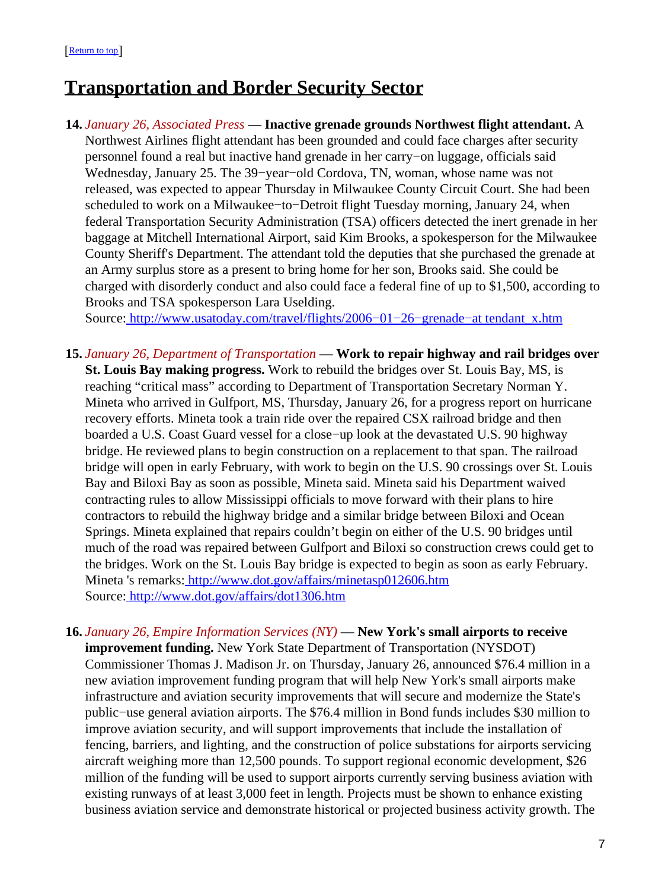[[Return to top](#top)]

## Transportation and Border Security Sector

**14.** *January 26, Associated Press* — **Inactive grenade grounds Northwest flight attendant.** A Northwest Airlines flight attendant has been grounded and could face charges after security personnel found a real but inactive hand grenade in her carry−on luggage, officials said Wednesday, January 25. The 39−year−old Cordova, TN, woman, whose name was not released, was expected to appear Thursday in Milwaukee County Circuit Court. She had been scheduled to work on a Milwaukee−to−Detroit flight Tuesday morning, January 24, when federal Transportation Security Administration (TSA) officers detected the inert grenade in her baggage at Mitchell International Airport, said Kim Brooks, a spokesperson for the Milwaukee County Sheriff's Department. The attendant told the deputies that she purchased the grenade at an Army surplus store as a present to bring home for her son, Brooks said. She could be charged with disorderly conduct and also could face a federal fine of up to $1,500, according to Brooks and TSA spokesperson Lara Uselding.
Source: http://www.usatoday.com/travel/flights/2006−01−26−grenade−at tendant_x.htm

**15.** *January 26, Department of Transportation* — **Work to repair highway and rail bridges over St. Louis Bay making progress.** Work to rebuild the bridges over St. Louis Bay, MS, is reaching "critical mass" according to Department of Transportation Secretary Norman Y. Mineta who arrived in Gulfport, MS, Thursday, January 26, for a progress report on hurricane recovery efforts. Mineta took a train ride over the repaired CSX railroad bridge and then boarded a U.S. Coast Guard vessel for a close−up look at the devastated U.S. 90 highway bridge. He reviewed plans to begin construction on a replacement to that span. The railroad bridge will open in early February, with work to begin on the U.S. 90 crossings over St. Louis Bay and Biloxi Bay as soon as possible, Mineta said. Mineta said his Department waived contracting rules to allow Mississippi officials to move forward with their plans to hire contractors to rebuild the highway bridge and a similar bridge between Biloxi and Ocean Springs. Mineta explained that repairs couldn't begin on either of the U.S. 90 bridges until much of the road was repaired between Gulfport and Biloxi so construction crews could get to the bridges. Work on the St. Louis Bay bridge is expected to begin as soon as early February.
Mineta 's remarks: http://www.dot.gov/affairs/minetasp012606.htm
Source: http://www.dot.gov/affairs/dot1306.htm

**16.** *January 26, Empire Information Services (NY)* — **New York's small airports to receive improvement funding.** New York State Department of Transportation (NYSDOT) Commissioner Thomas J. Madison Jr. on Thursday, January 26, announced $76.4 million in a new aviation improvement funding program that will help New York's small airports make infrastructure and aviation security improvements that will secure and modernize the State's public−use general aviation airports. The $76.4 million in Bond funds includes $30 million to improve aviation security, and will support improvements that include the installation of fencing, barriers, and lighting, and the construction of police substations for airports servicing aircraft weighing more than 12,500 pounds. To support regional economic development, $26 million of the funding will be used to support airports currently serving business aviation with existing runways of at least 3,000 feet in length. Projects must be shown to enhance existing business aviation service and demonstrate historical or projected business activity growth. The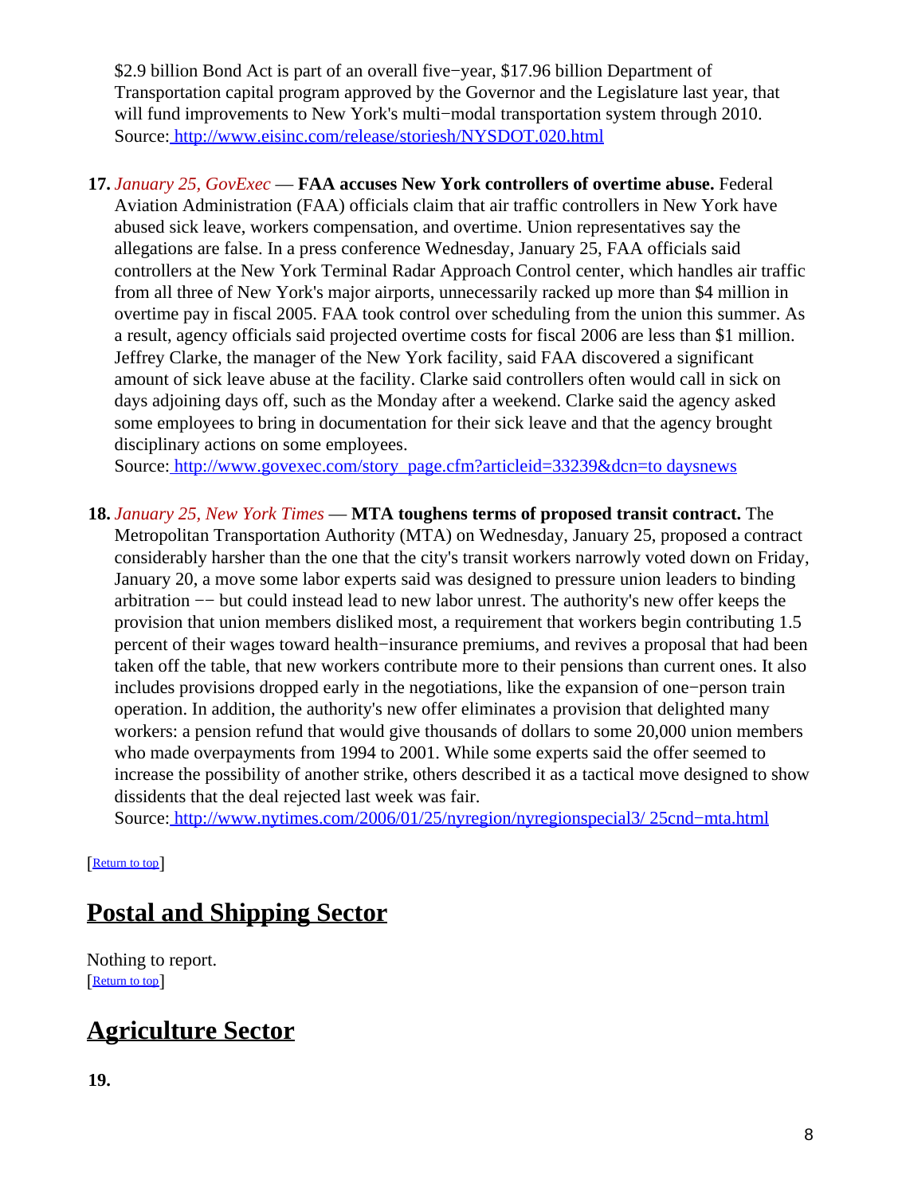$2.9 billion Bond Act is part of an overall five−year, $17.96 billion Department of Transportation capital program approved by the Governor and the Legislature last year, that will fund improvements to New York's multi−modal transportation system through 2010.
Source: http://www.eisinc.com/release/storiesh/NYSDOT.020.html

17. *January 25, GovExec* — **FAA accuses New York controllers of overtime abuse.** Federal Aviation Administration (FAA) officials claim that air traffic controllers in New York have abused sick leave, workers compensation, and overtime. Union representatives say the allegations are false. In a press conference Wednesday, January 25, FAA officials said controllers at the New York Terminal Radar Approach Control center, which handles air traffic from all three of New York's major airports, unnecessarily racked up more than $4 million in overtime pay in fiscal 2005. FAA took control over scheduling from the union this summer. As a result, agency officials said projected overtime costs for fiscal 2006 are less than $1 million. Jeffrey Clarke, the manager of the New York facility, said FAA discovered a significant amount of sick leave abuse at the facility. Clarke said controllers often would call in sick on days adjoining days off, such as the Monday after a weekend. Clarke said the agency asked some employees to bring in documentation for their sick leave and that the agency brought disciplinary actions on some employees.
Source: http://www.govexec.com/story_page.cfm?articleid=33239&dcn=to daysnews

18. *January 25, New York Times* — **MTA toughens terms of proposed transit contract.** The Metropolitan Transportation Authority (MTA) on Wednesday, January 25, proposed a contract considerably harsher than the one that the city's transit workers narrowly voted down on Friday, January 20, a move some labor experts said was designed to pressure union leaders to binding arbitration −− but could instead lead to new labor unrest. The authority's new offer keeps the provision that union members disliked most, a requirement that workers begin contributing 1.5 percent of their wages toward health−insurance premiums, and revives a proposal that had been taken off the table, that new workers contribute more to their pensions than current ones. It also includes provisions dropped early in the negotiations, like the expansion of one−person train operation. In addition, the authority's new offer eliminates a provision that delighted many workers: a pension refund that would give thousands of dollars to some 20,000 union members who made overpayments from 1994 to 2001. While some experts said the offer seemed to increase the possibility of another strike, others described it as a tactical move designed to show dissidents that the deal rejected last week was fair.
Source: http://www.nytimes.com/2006/01/25/nyregion/nyregionspecial3/ 25cnd−mta.html

[Return to top]

## Postal and Shipping Sector

Nothing to report.
[Return to top]

## Agriculture Sector

19.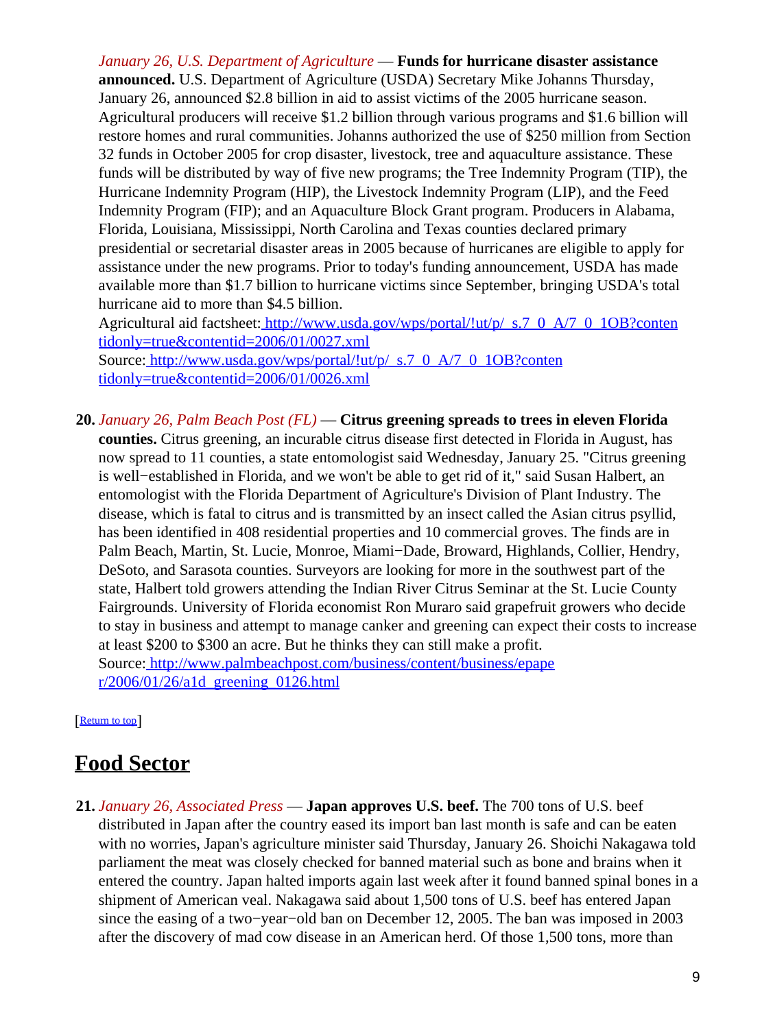*January 26, U.S. Department of Agriculture* — **Funds for hurricane disaster assistance announced.** U.S. Department of Agriculture (USDA) Secretary Mike Johanns Thursday, January 26, announced $2.8 billion in aid to assist victims of the 2005 hurricane season. Agricultural producers will receive $1.2 billion through various programs and $1.6 billion will restore homes and rural communities. Johanns authorized the use of $250 million from Section 32 funds in October 2005 for crop disaster, livestock, tree and aquaculture assistance. These funds will be distributed by way of five new programs; the Tree Indemnity Program (TIP), the Hurricane Indemnity Program (HIP), the Livestock Indemnity Program (LIP), and the Feed Indemnity Program (FIP); and an Aquaculture Block Grant program. Producers in Alabama, Florida, Louisiana, Mississippi, North Carolina and Texas counties declared primary presidential or secretarial disaster areas in 2005 because of hurricanes are eligible to apply for assistance under the new programs. Prior to today's funding announcement, USDA has made available more than $1.7 billion to hurricane victims since September, bringing USDA's total hurricane aid to more than $4.5 billion.
Agricultural aid factsheet: http://www.usda.gov/wps/portal/!ut/p/_s.7_0_A/7_0_1OB?contentidonly=true&contentid=2006/01/0027.xml
Source: http://www.usda.gov/wps/portal/!ut/p/_s.7_0_A/7_0_1OB?contentidonly=true&contentid=2006/01/0026.xml

20. *January 26, Palm Beach Post (FL)* — **Citrus greening spreads to trees in eleven Florida counties.** Citrus greening, an incurable citrus disease first detected in Florida in August, has now spread to 11 counties, a state entomologist said Wednesday, January 25. "Citrus greening is well−established in Florida, and we won't be able to get rid of it," said Susan Halbert, an entomologist with the Florida Department of Agriculture's Division of Plant Industry. The disease, which is fatal to citrus and is transmitted by an insect called the Asian citrus psyllid, has been identified in 408 residential properties and 10 commercial groves. The finds are in Palm Beach, Martin, St. Lucie, Monroe, Miami−Dade, Broward, Highlands, Collier, Hendry, DeSoto, and Sarasota counties. Surveyors are looking for more in the southwest part of the state, Halbert told growers attending the Indian River Citrus Seminar at the St. Lucie County Fairgrounds. University of Florida economist Ron Muraro said grapefruit growers who decide to stay in business and attempt to manage canker and greening can expect their costs to increase at least $200 to $300 an acre. But he thinks they can still make a profit.
Source: http://www.palmbeachpost.com/business/content/business/epaper/2006/01/26/a1d_greening_0126.html

[Return to top]

## Food Sector

21. *January 26, Associated Press* — **Japan approves U.S. beef.** The 700 tons of U.S. beef distributed in Japan after the country eased its import ban last month is safe and can be eaten with no worries, Japan's agriculture minister said Thursday, January 26. Shoichi Nakagawa told parliament the meat was closely checked for banned material such as bone and brains when it entered the country. Japan halted imports again last week after it found banned spinal bones in a shipment of American veal. Nakagawa said about 1,500 tons of U.S. beef has entered Japan since the easing of a two−year−old ban on December 12, 2005. The ban was imposed in 2003 after the discovery of mad cow disease in an American herd. Of those 1,500 tons, more than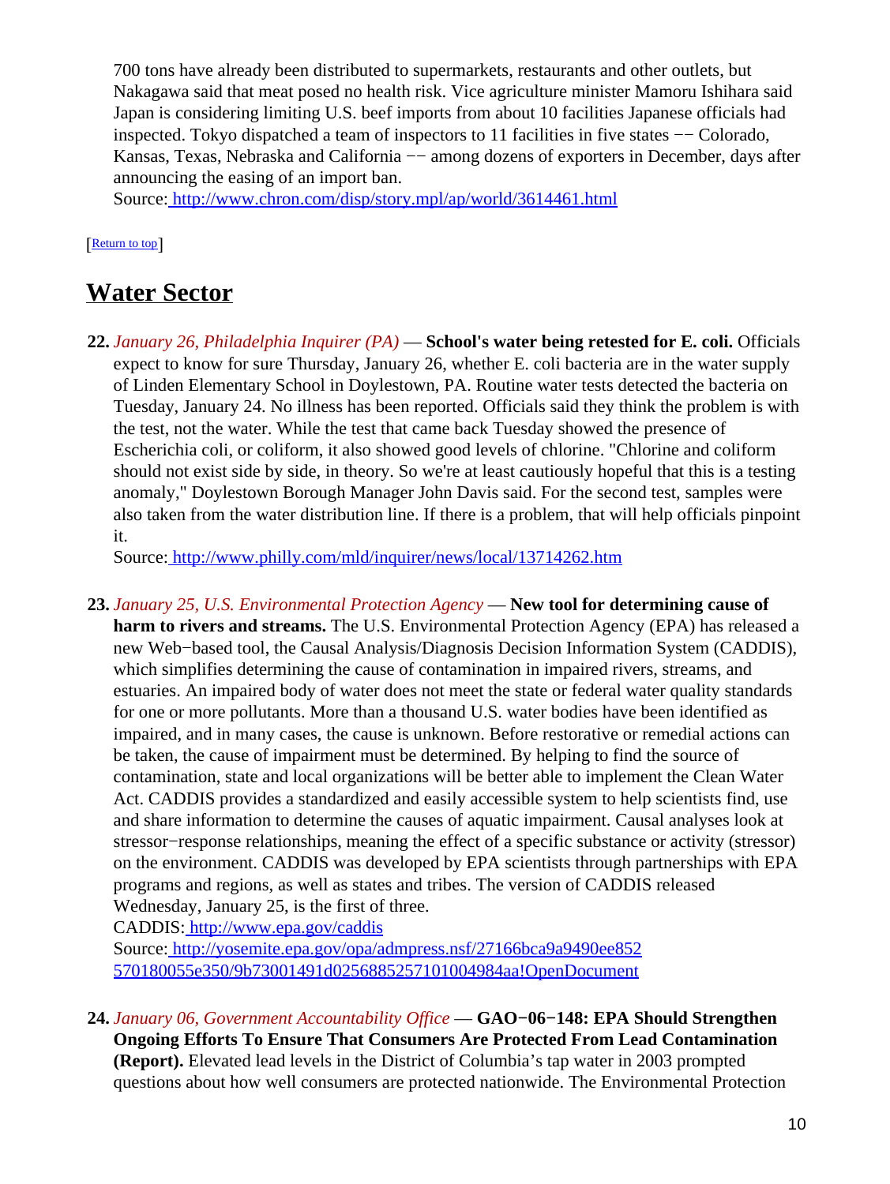700 tons have already been distributed to supermarkets, restaurants and other outlets, but Nakagawa said that meat posed no health risk. Vice agriculture minister Mamoru Ishihara said Japan is considering limiting U.S. beef imports from about 10 facilities Japanese officials had inspected. Tokyo dispatched a team of inspectors to 11 facilities in five states −− Colorado, Kansas, Texas, Nebraska and California −− among dozens of exporters in December, days after announcing the easing of an import ban.
Source: http://www.chron.com/disp/story.mpl/ap/world/3614461.html

[Return to top]

## Water Sector

**22.** *January 26, Philadelphia Inquirer (PA)* — **School's water being retested for E. coli.** Officials expect to know for sure Thursday, January 26, whether E. coli bacteria are in the water supply of Linden Elementary School in Doylestown, PA. Routine water tests detected the bacteria on Tuesday, January 24. No illness has been reported. Officials said they think the problem is with the test, not the water. While the test that came back Tuesday showed the presence of Escherichia coli, or coliform, it also showed good levels of chlorine. "Chlorine and coliform should not exist side by side, in theory. So we're at least cautiously hopeful that this is a testing anomaly," Doylestown Borough Manager John Davis said. For the second test, samples were also taken from the water distribution line. If there is a problem, that will help officials pinpoint it.
Source: http://www.philly.com/mld/inquirer/news/local/13714262.htm

**23.** *January 25, U.S. Environmental Protection Agency* — **New tool for determining cause of harm to rivers and streams.** The U.S. Environmental Protection Agency (EPA) has released a new Web−based tool, the Causal Analysis/Diagnosis Decision Information System (CADDIS), which simplifies determining the cause of contamination in impaired rivers, streams, and estuaries. An impaired body of water does not meet the state or federal water quality standards for one or more pollutants. More than a thousand U.S. water bodies have been identified as impaired, and in many cases, the cause is unknown. Before restorative or remedial actions can be taken, the cause of impairment must be determined. By helping to find the source of contamination, state and local organizations will be better able to implement the Clean Water Act. CADDIS provides a standardized and easily accessible system to help scientists find, use and share information to determine the causes of aquatic impairment. Causal analyses look at stressor−response relationships, meaning the effect of a specific substance or activity (stressor) on the environment. CADDIS was developed by EPA scientists through partnerships with EPA programs and regions, as well as states and tribes. The version of CADDIS released Wednesday, January 25, is the first of three.
CADDIS: http://www.epa.gov/caddis
Source: http://yosemite.epa.gov/opa/admpress.nsf/27166bca9a9490ee852570180055e350/9b73001491d0256885257101004984aa!OpenDocument

**24.** *January 06, Government Accountability Office* — **GAO−06−148: EPA Should Strengthen Ongoing Efforts To Ensure That Consumers Are Protected From Lead Contamination (Report).** Elevated lead levels in the District of Columbia's tap water in 2003 prompted questions about how well consumers are protected nationwide. The Environmental Protection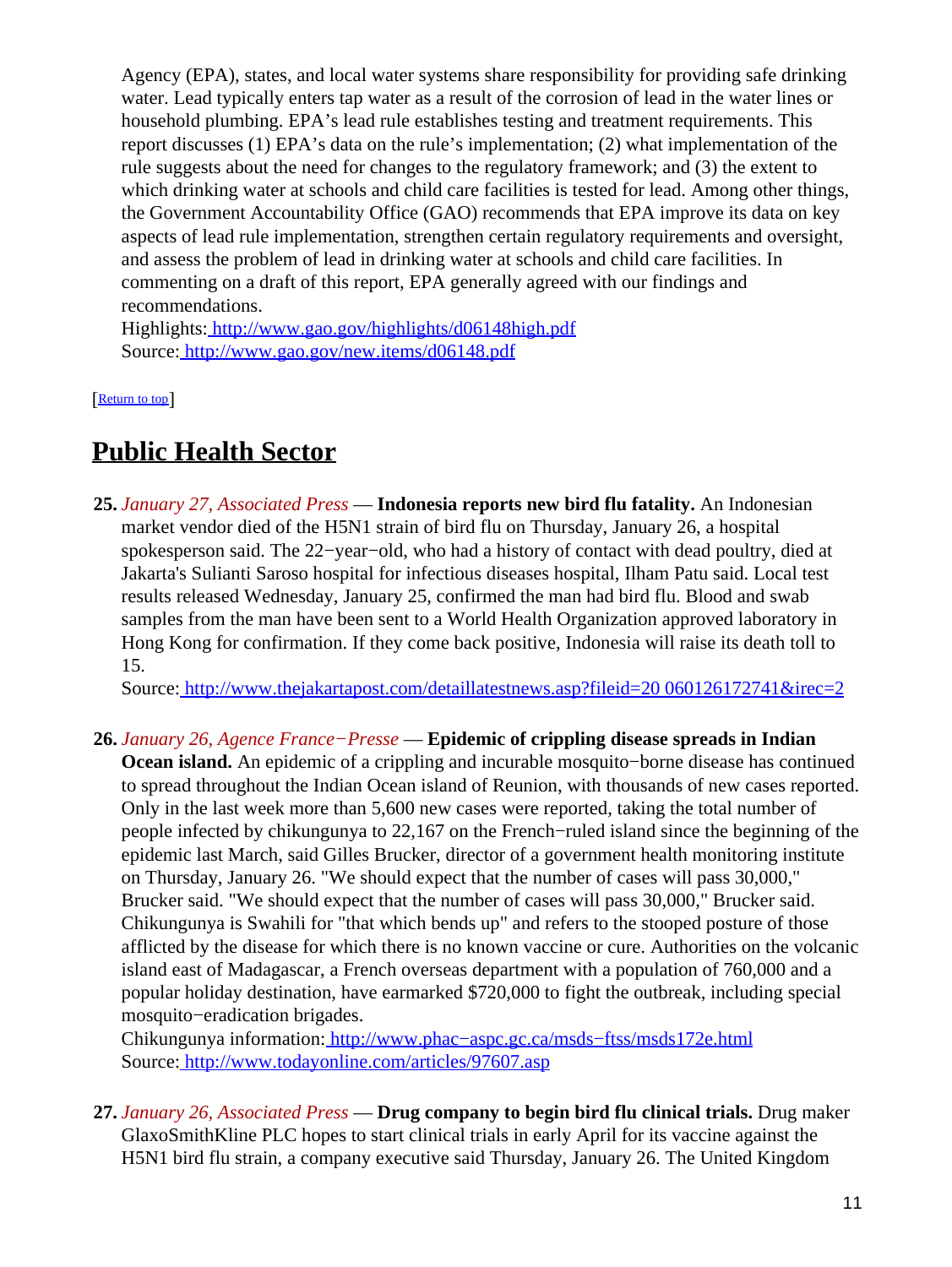Agency (EPA), states, and local water systems share responsibility for providing safe drinking water. Lead typically enters tap water as a result of the corrosion of lead in the water lines or household plumbing. EPA's lead rule establishes testing and treatment requirements. This report discusses (1) EPA's data on the rule's implementation; (2) what implementation of the rule suggests about the need for changes to the regulatory framework; and (3) the extent to which drinking water at schools and child care facilities is tested for lead. Among other things, the Government Accountability Office (GAO) recommends that EPA improve its data on key aspects of lead rule implementation, strengthen certain regulatory requirements and oversight, and assess the problem of lead in drinking water at schools and child care facilities. In commenting on a draft of this report, EPA generally agreed with our findings and recommendations.
Highlights: http://www.gao.gov/highlights/d06148high.pdf
Source: http://www.gao.gov/new.items/d06148.pdf

[Return to top]

# Public Health Sector

**25.** *January 27, Associated Press* — **Indonesia reports new bird flu fatality.** An Indonesian market vendor died of the H5N1 strain of bird flu on Thursday, January 26, a hospital spokesperson said. The 22−year−old, who had a history of contact with dead poultry, died at Jakarta's Sulianti Saroso hospital for infectious diseases hospital, Ilham Patu said. Local test results released Wednesday, January 25, confirmed the man had bird flu. Blood and swab samples from the man have been sent to a World Health Organization approved laboratory in Hong Kong for confirmation. If they come back positive, Indonesia will raise its death toll to 15.
Source: http://www.thejakartapost.com/detaillatestnews.asp?fileid=20 060126172741&irec=2

**26.** *January 26, Agence France−Presse* — **Epidemic of crippling disease spreads in Indian Ocean island.** An epidemic of a crippling and incurable mosquito−borne disease has continued to spread throughout the Indian Ocean island of Reunion, with thousands of new cases reported. Only in the last week more than 5,600 new cases were reported, taking the total number of people infected by chikungunya to 22,167 on the French−ruled island since the beginning of the epidemic last March, said Gilles Brucker, director of a government health monitoring institute on Thursday, January 26. "We should expect that the number of cases will pass 30,000," Brucker said. "We should expect that the number of cases will pass 30,000," Brucker said. Chikungunya is Swahili for "that which bends up" and refers to the stooped posture of those afflicted by the disease for which there is no known vaccine or cure. Authorities on the volcanic island east of Madagascar, a French overseas department with a population of 760,000 and a popular holiday destination, have earmarked $720,000 to fight the outbreak, including special mosquito−eradication brigades.
Chikungunya information: http://www.phac−aspc.gc.ca/msds−ftss/msds172e.html
Source: http://www.todayonline.com/articles/97607.asp

**27.** *January 26, Associated Press* — **Drug company to begin bird flu clinical trials.** Drug maker GlaxoSmithKline PLC hopes to start clinical trials in early April for its vaccine against the H5N1 bird flu strain, a company executive said Thursday, January 26. The United Kingdom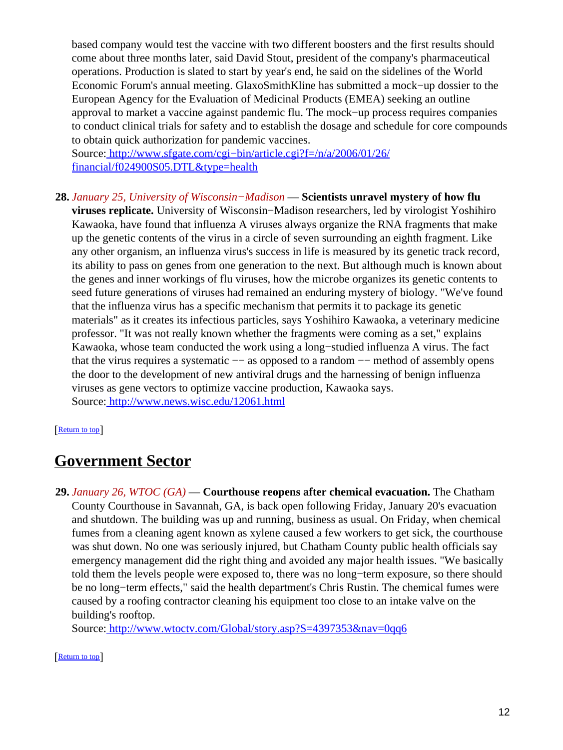based company would test the vaccine with two different boosters and the first results should come about three months later, said David Stout, president of the company's pharmaceutical operations. Production is slated to start by year's end, he said on the sidelines of the World Economic Forum's annual meeting. GlaxoSmithKline has submitted a mock−up dossier to the European Agency for the Evaluation of Medicinal Products (EMEA) seeking an outline approval to market a vaccine against pandemic flu. The mock−up process requires companies to conduct clinical trials for safety and to establish the dosage and schedule for core compounds to obtain quick authorization for pandemic vaccines.
Source: [http://www.sfgate.com/cgi−bin/article.cgi?f=/n/a/2006/01/26/financial/f024900S05.DTL&type=health](http://www.sfgate.com/cgi-bin/article.cgi?f=/n/a/2006/01/26/financial/f024900S05.DTL&type=health)

28. *January 25, University of Wisconsin−Madison* — **Scientists unravel mystery of how flu viruses replicate.** University of Wisconsin−Madison researchers, led by virologist Yoshihiro Kawaoka, have found that influenza A viruses always organize the RNA fragments that make up the genetic contents of the virus in a circle of seven surrounding an eighth fragment. Like any other organism, an influenza virus's success in life is measured by its genetic track record, its ability to pass on genes from one generation to the next. But although much is known about the genes and inner workings of flu viruses, how the microbe organizes its genetic contents to seed future generations of viruses had remained an enduring mystery of biology. "We've found that the influenza virus has a specific mechanism that permits it to package its genetic materials" as it creates its infectious particles, says Yoshihiro Kawaoka, a veterinary medicine professor. "It was not really known whether the fragments were coming as a set," explains Kawaoka, whose team conducted the work using a long−studied influenza A virus. The fact that the virus requires a systematic −− as opposed to a random −− method of assembly opens the door to the development of new antiviral drugs and the harnessing of benign influenza viruses as gene vectors to optimize vaccine production, Kawaoka says.
Source: [http://www.news.wisc.edu/12061.html](http://www.news.wisc.edu/12061.html)

[Return to top]

## Government Sector

29. *January 26, WTOC (GA)* — **Courthouse reopens after chemical evacuation.** The Chatham County Courthouse in Savannah, GA, is back open following Friday, January 20's evacuation and shutdown. The building was up and running, business as usual. On Friday, when chemical fumes from a cleaning agent known as xylene caused a few workers to get sick, the courthouse was shut down. No one was seriously injured, but Chatham County public health officials say emergency management did the right thing and avoided any major health issues. "We basically told them the levels people were exposed to, there was no long−term exposure, so there should be no long−term effects," said the health department's Chris Rustin. The chemical fumes were caused by a roofing contractor cleaning his equipment too close to an intake valve on the building's rooftop.
Source: [http://www.wtoctv.com/Global/story.asp?S=4397353&nav=0qq6](http://www.wtoctv.com/Global/story.asp?S=4397353&nav=0qq6)

[Return to top]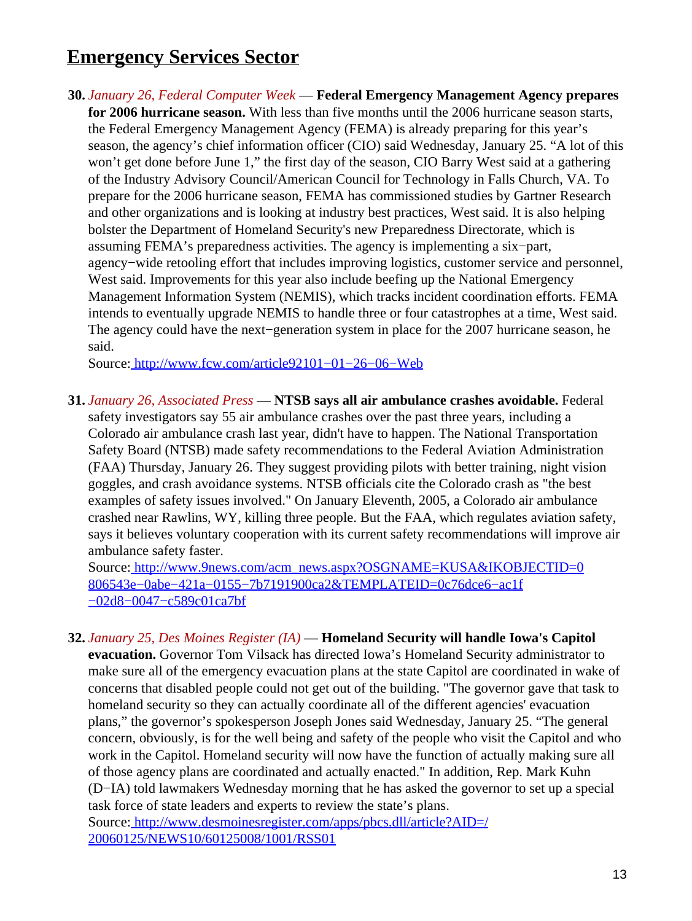## Emergency Services Sector

**30.** *January 26, Federal Computer Week* — **Federal Emergency Management Agency prepares for 2006 hurricane season.** With less than five months until the 2006 hurricane season starts, the Federal Emergency Management Agency (FEMA) is already preparing for this year's season, the agency's chief information officer (CIO) said Wednesday, January 25. "A lot of this won't get done before June 1," the first day of the season, CIO Barry West said at a gathering of the Industry Advisory Council/American Council for Technology in Falls Church, VA. To prepare for the 2006 hurricane season, FEMA has commissioned studies by Gartner Research and other organizations and is looking at industry best practices, West said. It is also helping bolster the Department of Homeland Security's new Preparedness Directorate, which is assuming FEMA's preparedness activities. The agency is implementing a six−part, agency−wide retooling effort that includes improving logistics, customer service and personnel, West said. Improvements for this year also include beefing up the National Emergency Management Information System (NEMIS), which tracks incident coordination efforts. FEMA intends to eventually upgrade NEMIS to handle three or four catastrophes at a time, West said. The agency could have the next−generation system in place for the 2007 hurricane season, he said.
Source: http://www.fcw.com/article92101−01−26−06−Web

**31.** *January 26, Associated Press* — **NTSB says all air ambulance crashes avoidable.** Federal safety investigators say 55 air ambulance crashes over the past three years, including a Colorado air ambulance crash last year, didn't have to happen. The National Transportation Safety Board (NTSB) made safety recommendations to the Federal Aviation Administration (FAA) Thursday, January 26. They suggest providing pilots with better training, night vision goggles, and crash avoidance systems. NTSB officials cite the Colorado crash as "the best examples of safety issues involved." On January Eleventh, 2005, a Colorado air ambulance crashed near Rawlins, WY, killing three people. But the FAA, which regulates aviation safety, says it believes voluntary cooperation with its current safety recommendations will improve air ambulance safety faster.
Source: http://www.9news.com/acm_news.aspx?OSGNAME=KUSA&IKOBJECTID=0806543e−0abe−421a−0155−7b7191900ca2&TEMPLATEID=0c76dce6−ac1f−02d8−0047−c589c01ca7bf

**32.** *January 25, Des Moines Register (IA)* — **Homeland Security will handle Iowa's Capitol evacuation.** Governor Tom Vilsack has directed Iowa's Homeland Security administrator to make sure all of the emergency evacuation plans at the state Capitol are coordinated in wake of concerns that disabled people could not get out of the building. "The governor gave that task to homeland security so they can actually coordinate all of the different agencies' evacuation plans," the governor's spokesperson Joseph Jones said Wednesday, January 25. "The general concern, obviously, is for the well being and safety of the people who visit the Capitol and who work in the Capitol. Homeland security will now have the function of actually making sure all of those agency plans are coordinated and actually enacted." In addition, Rep. Mark Kuhn (D−IA) told lawmakers Wednesday morning that he has asked the governor to set up a special task force of state leaders and experts to review the state's plans.
Source: http://www.desmoinesregister.com/apps/pbcs.dll/article?AID=/20060125/NEWS10/60125008/1001/RSS01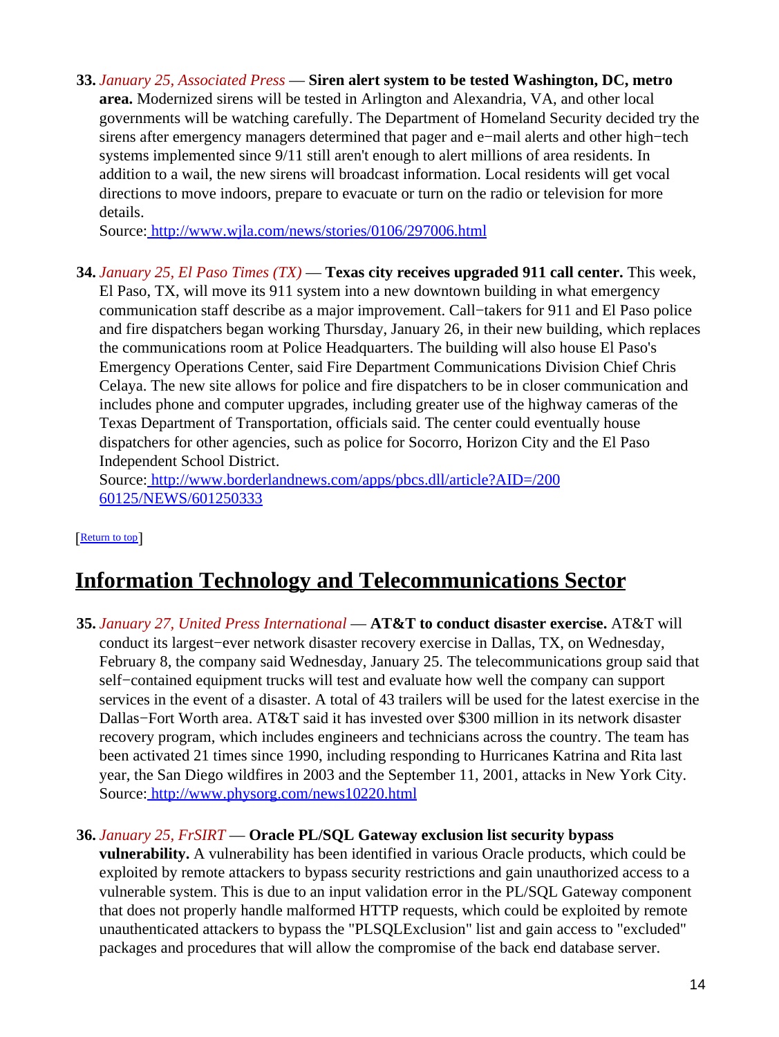**33.** *January 25, Associated Press* — **Siren alert system to be tested Washington, DC, metro area.** Modernized sirens will be tested in Arlington and Alexandria, VA, and other local governments will be watching carefully. The Department of Homeland Security decided try the sirens after emergency managers determined that pager and e−mail alerts and other high−tech systems implemented since 9/11 still aren't enough to alert millions of area residents. In addition to a wail, the new sirens will broadcast information. Local residents will get vocal directions to move indoors, prepare to evacuate or turn on the radio or television for more details.
Source: [http://www.wjla.com/news/stories/0106/297006.html](http://www.wjla.com/news/stories/0106/297006.html)

**34.** *January 25, El Paso Times (TX)* — **Texas city receives upgraded 911 call center.** This week, El Paso, TX, will move its 911 system into a new downtown building in what emergency communication staff describe as a major improvement. Call−takers for 911 and El Paso police and fire dispatchers began working Thursday, January 26, in their new building, which replaces the communications room at Police Headquarters. The building will also house El Paso's Emergency Operations Center, said Fire Department Communications Division Chief Chris Celaya. The new site allows for police and fire dispatchers to be in closer communication and includes phone and computer upgrades, including greater use of the highway cameras of the Texas Department of Transportation, officials said. The center could eventually house dispatchers for other agencies, such as police for Socorro, Horizon City and the El Paso Independent School District.
Source: [http://www.borderlandnews.com/apps/pbcs.dll/article?AID=/20060125/NEWS/601250333](http://www.borderlandnews.com/apps/pbcs.dll/article?AID=/20060125/NEWS/601250333)

[Return to top]

## Information Technology and Telecommunications Sector

**35.** *January 27, United Press International* — **AT&T to conduct disaster exercise.** AT&T will conduct its largest−ever network disaster recovery exercise in Dallas, TX, on Wednesday, February 8, the company said Wednesday, January 25. The telecommunications group said that self−contained equipment trucks will test and evaluate how well the company can support services in the event of a disaster. A total of 43 trailers will be used for the latest exercise in the Dallas−Fort Worth area. AT&T said it has invested over $300 million in its network disaster recovery program, which includes engineers and technicians across the country. The team has been activated 21 times since 1990, including responding to Hurricanes Katrina and Rita last year, the San Diego wildfires in 2003 and the September 11, 2001, attacks in New York City.
Source: [http://www.physorg.com/news10220.html](http://www.physorg.com/news10220.html)

**36.** *January 25, FrSIRT* — **Oracle PL/SQL Gateway exclusion list security bypass vulnerability.** A vulnerability has been identified in various Oracle products, which could be exploited by remote attackers to bypass security restrictions and gain unauthorized access to a vulnerable system. This is due to an input validation error in the PL/SQL Gateway component that does not properly handle malformed HTTP requests, which could be exploited by remote unauthenticated attackers to bypass the "PLSQLExclusion" list and gain access to "excluded" packages and procedures that will allow the compromise of the back end database server.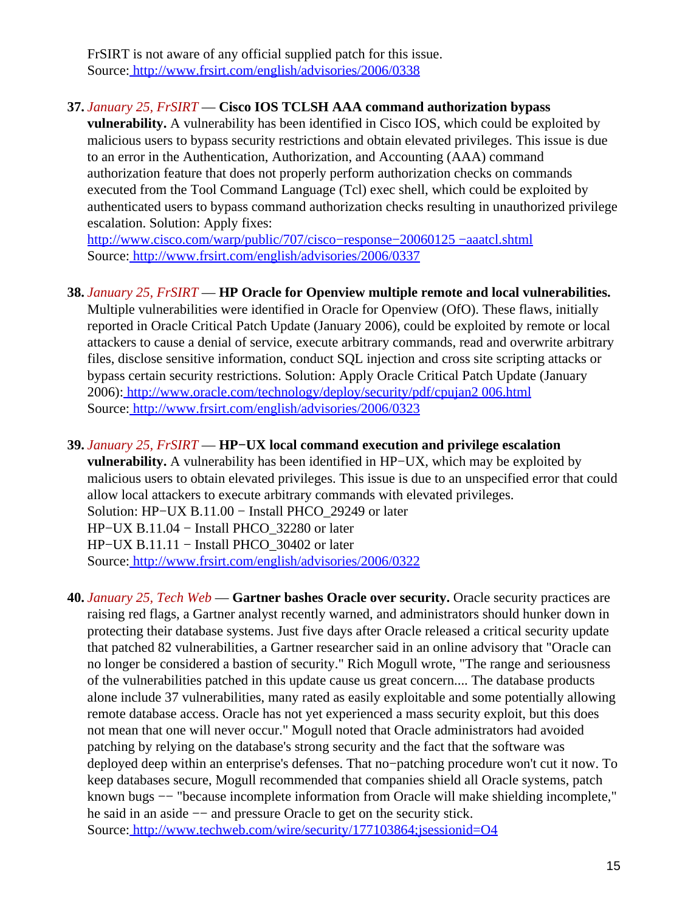FrSIRT is not aware of any official supplied patch for this issue.
Source: http://www.frsirt.com/english/advisories/2006/0338

37. *January 25, FrSIRT* — **Cisco IOS TCLSH AAA command authorization bypass vulnerability.** A vulnerability has been identified in Cisco IOS, which could be exploited by malicious users to bypass security restrictions and obtain elevated privileges. This issue is due to an error in the Authentication, Authorization, and Accounting (AAA) command authorization feature that does not properly perform authorization checks on commands executed from the Tool Command Language (Tcl) exec shell, which could be exploited by authenticated users to bypass command authorization checks resulting in unauthorized privilege escalation. Solution: Apply fixes:
http://www.cisco.com/warp/public/707/cisco−response−20060125 −aaatcl.shtml
Source: http://www.frsirt.com/english/advisories/2006/0337

38. *January 25, FrSIRT* — **HP Oracle for Openview multiple remote and local vulnerabilities.** Multiple vulnerabilities were identified in Oracle for Openview (OfO). These flaws, initially reported in Oracle Critical Patch Update (January 2006), could be exploited by remote or local attackers to cause a denial of service, execute arbitrary commands, read and overwrite arbitrary files, disclose sensitive information, conduct SQL injection and cross site scripting attacks or bypass certain security restrictions. Solution: Apply Oracle Critical Patch Update (January 2006): http://www.oracle.com/technology/deploy/security/pdf/cpujan2 006.html
Source: http://www.frsirt.com/english/advisories/2006/0323

39. *January 25, FrSIRT* — **HP−UX local command execution and privilege escalation vulnerability.** A vulnerability has been identified in HP−UX, which may be exploited by malicious users to obtain elevated privileges. This issue is due to an unspecified error that could allow local attackers to execute arbitrary commands with elevated privileges.
Solution: HP−UX B.11.00 − Install PHCO_29249 or later
HP−UX B.11.04 − Install PHCO_32280 or later
HP−UX B.11.11 − Install PHCO_30402 or later
Source: http://www.frsirt.com/english/advisories/2006/0322

40. *January 25, Tech Web* — **Gartner bashes Oracle over security.** Oracle security practices are raising red flags, a Gartner analyst recently warned, and administrators should hunker down in protecting their database systems. Just five days after Oracle released a critical security update that patched 82 vulnerabilities, a Gartner researcher said in an online advisory that "Oracle can no longer be considered a bastion of security." Rich Mogull wrote, "The range and seriousness of the vulnerabilities patched in this update cause us great concern.... The database products alone include 37 vulnerabilities, many rated as easily exploitable and some potentially allowing remote database access. Oracle has not yet experienced a mass security exploit, but this does not mean that one will never occur." Mogull noted that Oracle administrators had avoided patching by relying on the database's strong security and the fact that the software was deployed deep within an enterprise's defenses. That no−patching procedure won't cut it now. To keep databases secure, Mogull recommended that companies shield all Oracle systems, patch known bugs −− "because incomplete information from Oracle will make shielding incomplete," he said in an aside −− and pressure Oracle to get on the security stick.
Source: http://www.techweb.com/wire/security/177103864;jsessionid=O4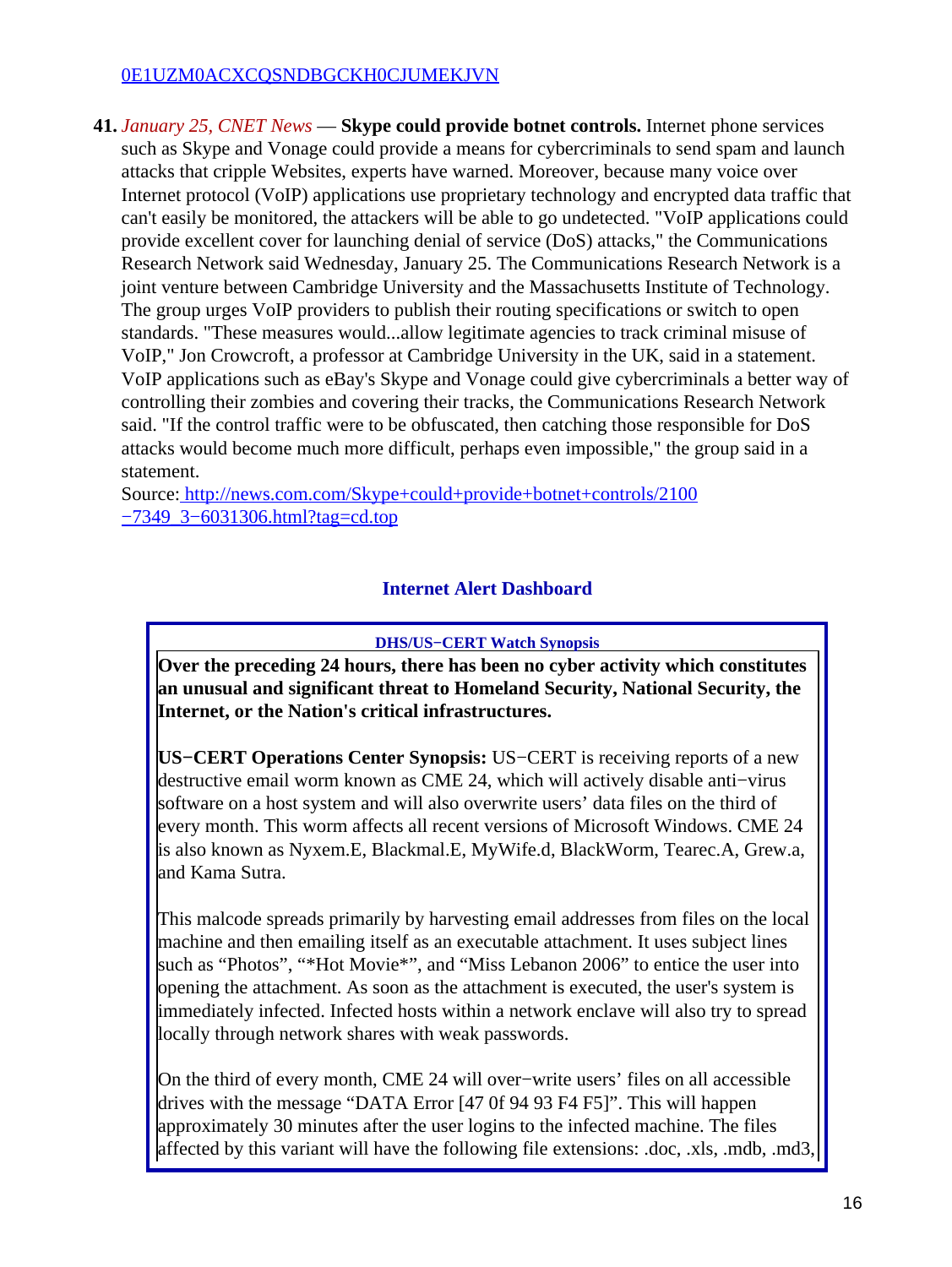0E1UZM0ACXCQSNDBGCKH0CJUMEKJVN

**41.** *January 25, CNET News* — **Skype could provide botnet controls.** Internet phone services such as Skype and Vonage could provide a means for cybercriminals to send spam and launch attacks that cripple Websites, experts have warned. Moreover, because many voice over Internet protocol (VoIP) applications use proprietary technology and encrypted data traffic that can't easily be monitored, the attackers will be able to go undetected. "VoIP applications could provide excellent cover for launching denial of service (DoS) attacks," the Communications Research Network said Wednesday, January 25. The Communications Research Network is a joint venture between Cambridge University and the Massachusetts Institute of Technology. The group urges VoIP providers to publish their routing specifications or switch to open standards. "These measures would...allow legitimate agencies to track criminal misuse of VoIP," Jon Crowcroft, a professor at Cambridge University in the UK, said in a statement. VoIP applications such as eBay's Skype and Vonage could give cybercriminals a better way of controlling their zombies and covering their tracks, the Communications Research Network said. "If the control traffic were to be obfuscated, then catching those responsible for DoS attacks would become much more difficult, perhaps even impossible," the group said in a statement.
Source: http://news.com.com/Skype+could+provide+botnet+controls/2100−7349_3−6031306.html?tag=cd.top

## Internet Alert Dashboard

**DHS/US−CERT Watch Synopsis**

**Over the preceding 24 hours, there has been no cyber activity which constitutes an unusual and significant threat to Homeland Security, National Security, the Internet, or the Nation's critical infrastructures.**

**US−CERT Operations Center Synopsis:** US−CERT is receiving reports of a new destructive email worm known as CME 24, which will actively disable anti−virus software on a host system and will also overwrite users' data files on the third of every month. This worm affects all recent versions of Microsoft Windows. CME 24 is also known as Nyxem.E, Blackmal.E, MyWife.d, BlackWorm, Tearec.A, Grew.a, and Kama Sutra.

This malcode spreads primarily by harvesting email addresses from files on the local machine and then emailing itself as an executable attachment. It uses subject lines such as "Photos", "*Hot Movie*", and "Miss Lebanon 2006" to entice the user into opening the attachment. As soon as the attachment is executed, the user's system is immediately infected. Infected hosts within a network enclave will also try to spread locally through network shares with weak passwords.

On the third of every month, CME 24 will over−write users' files on all accessible drives with the message "DATA Error [47 0f 94 93 F4 F5]". This will happen approximately 30 minutes after the user logins to the infected machine. The files affected by this variant will have the following file extensions: .doc, .xls, .mdb, .md3,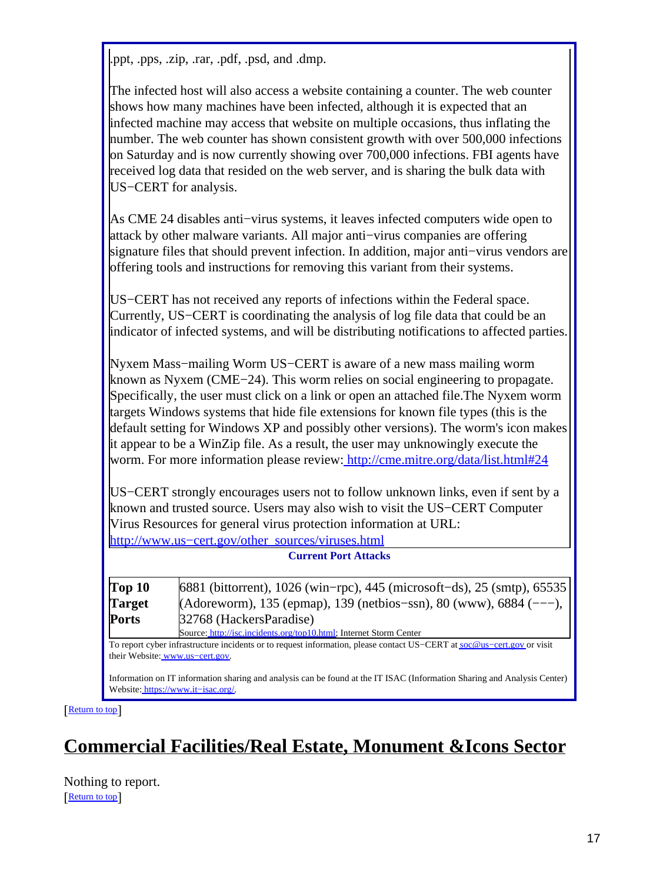.ppt, .pps, .zip, .rar, .pdf, .psd, and .dmp.

The infected host will also access a website containing a counter. The web counter shows how many machines have been infected, although it is expected that an infected machine may access that website on multiple occasions, thus inflating the number. The web counter has shown consistent growth with over 500,000 infections on Saturday and is now currently showing over 700,000 infections. FBI agents have received log data that resided on the web server, and is sharing the bulk data with US−CERT for analysis.

As CME 24 disables anti−virus systems, it leaves infected computers wide open to attack by other malware variants. All major anti−virus companies are offering signature files that should prevent infection. In addition, major anti−virus vendors are offering tools and instructions for removing this variant from their systems.

US−CERT has not received any reports of infections within the Federal space. Currently, US−CERT is coordinating the analysis of log file data that could be an indicator of infected systems, and will be distributing notifications to affected parties.

Nyxem Mass−mailing Worm US−CERT is aware of a new mass mailing worm known as Nyxem (CME−24). This worm relies on social engineering to propagate. Specifically, the user must click on a link or open an attached file.The Nyxem worm targets Windows systems that hide file extensions for known file types (this is the default setting for Windows XP and possibly other versions). The worm's icon makes it appear to be a WinZip file. As a result, the user may unknowingly execute the worm. For more information please review: http://cme.mitre.org/data/list.html#24

US−CERT strongly encourages users not to follow unknown links, even if sent by a known and trusted source. Users may also wish to visit the US−CERT Computer Virus Resources for general virus protection information at URL: http://www.us−cert.gov/other_sources/viruses.html

**Current Port Attacks**

| | |
|---|---|
| **Top 10 Target Ports** | 6881 (bittorrent), 1026 (win−rpc), 445 (microsoft−ds), 25 (smtp), 65535 (Adoreworm), 135 (epmap), 139 (netbios−ssn), 80 (www), 6884 (−−−), 32768 (HackersParadise)<br>Source: http://isc.incidents.org/top10.html; Internet Storm Center |

To report cyber infrastructure incidents or to request information, please contact US−CERT at soc@us−cert.gov or visit their Website: www.us−cert.gov.

Information on IT information sharing and analysis can be found at the IT ISAC (Information Sharing and Analysis Center) Website: https://www.it−isac.org/.

[Return to top]

## Commercial Facilities/Real Estate, Monument &Icons Sector

Nothing to report.
[Return to top]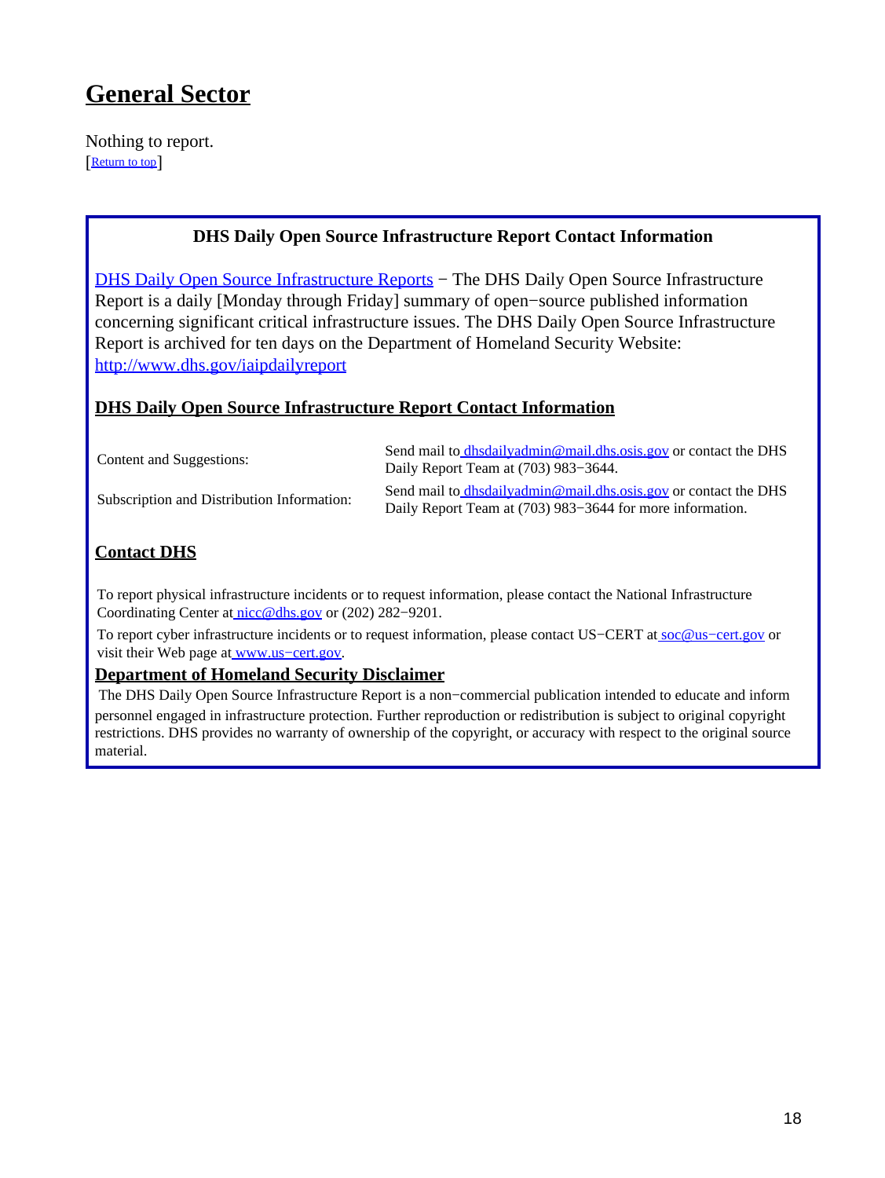## General Sector

Nothing to report.
[Return to top]

**DHS Daily Open Source Infrastructure Report Contact Information**

DHS Daily Open Source Infrastructure Reports − The DHS Daily Open Source Infrastructure Report is a daily [Monday through Friday] summary of open−source published information concerning significant critical infrastructure issues. The DHS Daily Open Source Infrastructure Report is archived for ten days on the Department of Homeland Security Website: http://www.dhs.gov/iaipdailyreport

**DHS Daily Open Source Infrastructure Report Contact Information**

| | |
|---|---|
| Content and Suggestions: | Send mail to dhsdailyadmin@mail.dhs.osis.gov or contact the DHS Daily Report Team at (703) 983−3644. |
| Subscription and Distribution Information: | Send mail to dhsdailyadmin@mail.dhs.osis.gov or contact the DHS Daily Report Team at (703) 983−3644 for more information. |

**Contact DHS**

To report physical infrastructure incidents or to request information, please contact the National Infrastructure Coordinating Center at nicc@dhs.gov or (202) 282−9201.

To report cyber infrastructure incidents or to request information, please contact US−CERT at soc@us−cert.gov or visit their Web page at www.us−cert.gov.

**Department of Homeland Security Disclaimer**

The DHS Daily Open Source Infrastructure Report is a non−commercial publication intended to educate and inform personnel engaged in infrastructure protection. Further reproduction or redistribution is subject to original copyright restrictions. DHS provides no warranty of ownership of the copyright, or accuracy with respect to the original source material.